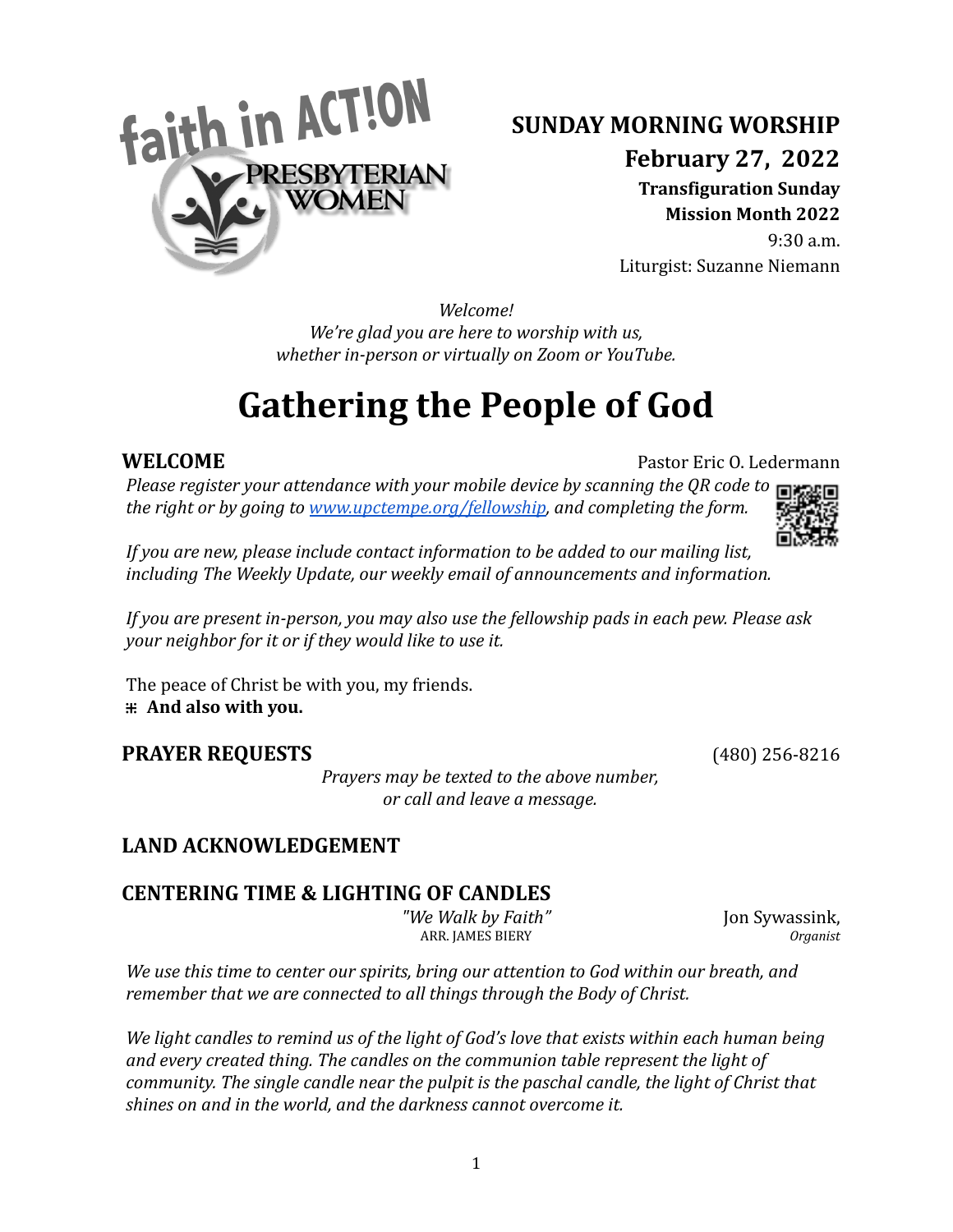faith in ACT!ON
PRESBYTERIAN WOMEN

**SUNDAY MORNING WORSHIP**
**February 27, 2022**
**Transfiguration Sunday**
**Mission Month 2022**
9:30 a.m.
Liturgist: Suzanne Niemann

*Welcome!*
*We're glad you are here to worship with us,*
*whether in-person or virtually on Zoom or YouTube.*

# Gathering the People of God

**WELCOME** Pastor Eric O. Ledermann

*Please register your attendance with your mobile device by scanning the QR code to the right or by going to [www.upctempe.org/fellowship](www.upctempe.org/fellowship), and completing the form.*

*If you are new, please include contact information to be added to our mailing list, including The Weekly Update, our weekly email of announcements and information.*

*If you are present in-person, you may also use the fellowship pads in each pew. Please ask your neighbor for it or if they would like to use it.*

The peace of Christ be with you, my friends.
⁜ **And also with you.**

**PRAYER REQUESTS** (480) 256-8216

*Prayers may be texted to the above number, or call and leave a message.*

**LAND ACKNOWLEDGEMENT**

**CENTERING TIME & LIGHTING OF CANDLES**
*"We Walk by Faith"* ARR. JAMES BIERY — Jon Sywassink, *Organist*

*We use this time to center our spirits, bring our attention to God within our breath, and remember that we are connected to all things through the Body of Christ.*

*We light candles to remind us of the light of God's love that exists within each human being and every created thing. The candles on the communion table represent the light of community. The single candle near the pulpit is the paschal candle, the light of Christ that shines on and in the world, and the darkness cannot overcome it.*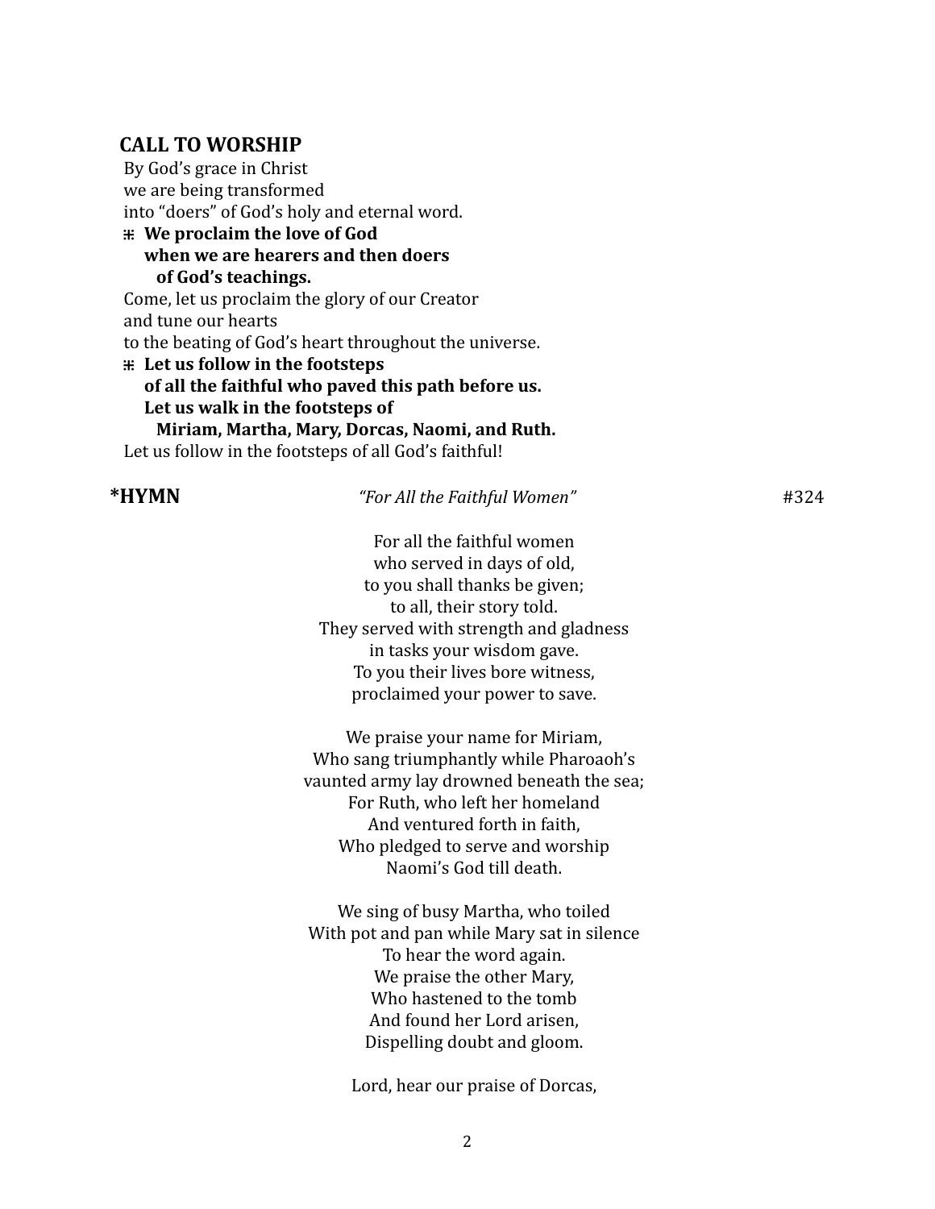## CALL TO WORSHIP

By God's grace in Christ
we are being transformed
into "doers" of God's holy and eternal word.

⁜ **We proclaim the love of God
when we are hearers and then doers
of God's teachings.**

Come, let us proclaim the glory of our Creator
and tune our hearts
to the beating of God's heart throughout the universe.

⁜ **Let us follow in the footsteps
of all the faithful who paved this path before us.
Let us walk in the footsteps of
Miriam, Martha, Mary, Dorcas, Naomi, and Ruth.**

Let us follow in the footsteps of all God's faithful!

**\*HYMN** *"For All the Faithful Women"* #324

For all the faithful women
who served in days of old,
to you shall thanks be given;
to all, their story told.
They served with strength and gladness
in tasks your wisdom gave.
To you their lives bore witness,
proclaimed your power to save.

We praise your name for Miriam,
Who sang triumphantly while Pharoaoh's
vaunted army lay drowned beneath the sea;
For Ruth, who left her homeland
And ventured forth in faith,
Who pledged to serve and worship
Naomi's God till death.

We sing of busy Martha, who toiled
With pot and pan while Mary sat in silence
To hear the word again.
We praise the other Mary,
Who hastened to the tomb
And found her Lord arisen,
Dispelling doubt and gloom.

Lord, hear our praise of Dorcas,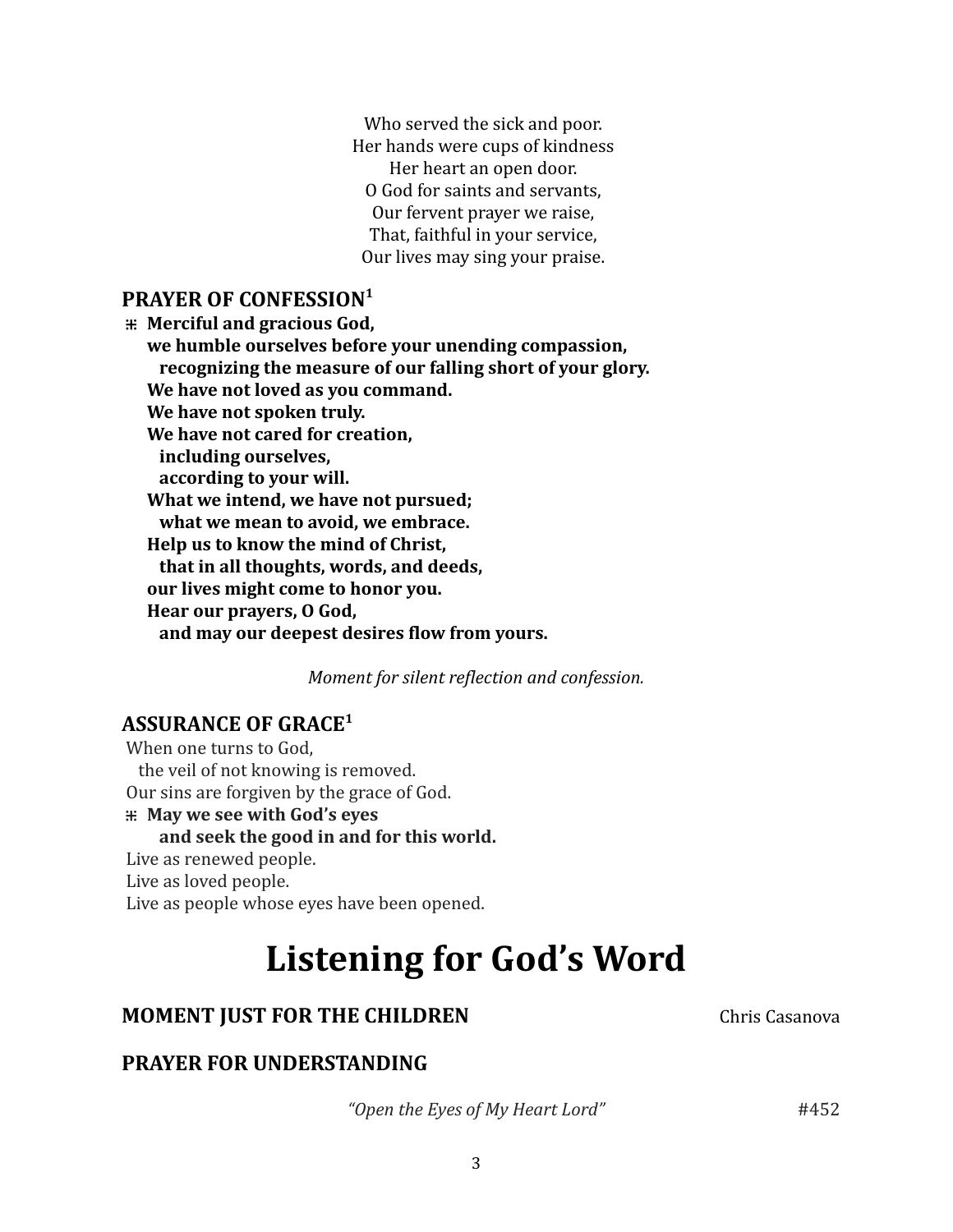Who served the sick and poor.
Her hands were cups of kindness
Her heart an open door.
O God for saints and servants,
Our fervent prayer we raise,
That, faithful in your service,
Our lives may sing your praise.

## PRAYER OF CONFESSION[1]

⁜ **Merciful and gracious God,**
**we humble ourselves before your unending compassion,**
**recognizing the measure of our falling short of your glory.**
**We have not loved as you command.**
**We have not spoken truly.**
**We have not cared for creation,**
**including ourselves,**
**according to your will.**
**What we intend, we have not pursued;**
**what we mean to avoid, we embrace.**
**Help us to know the mind of Christ,**
**that in all thoughts, words, and deeds,**
**our lives might come to honor you.**
**Hear our prayers, O God,**
**and may our deepest desires flow from yours.**

*Moment for silent reflection and confession.*

## ASSURANCE OF GRACE[1]

When one turns to God,
the veil of not knowing is removed.
Our sins are forgiven by the grace of God.
⁜ **May we see with God's eyes**
**and seek the good in and for this world.**
Live as renewed people.
Live as loved people.
Live as people whose eyes have been opened.

# Listening for God's Word

## MOMENT JUST FOR THE CHILDREN — Chris Casanova

## PRAYER FOR UNDERSTANDING

*"Open the Eyes of My Heart Lord"* #452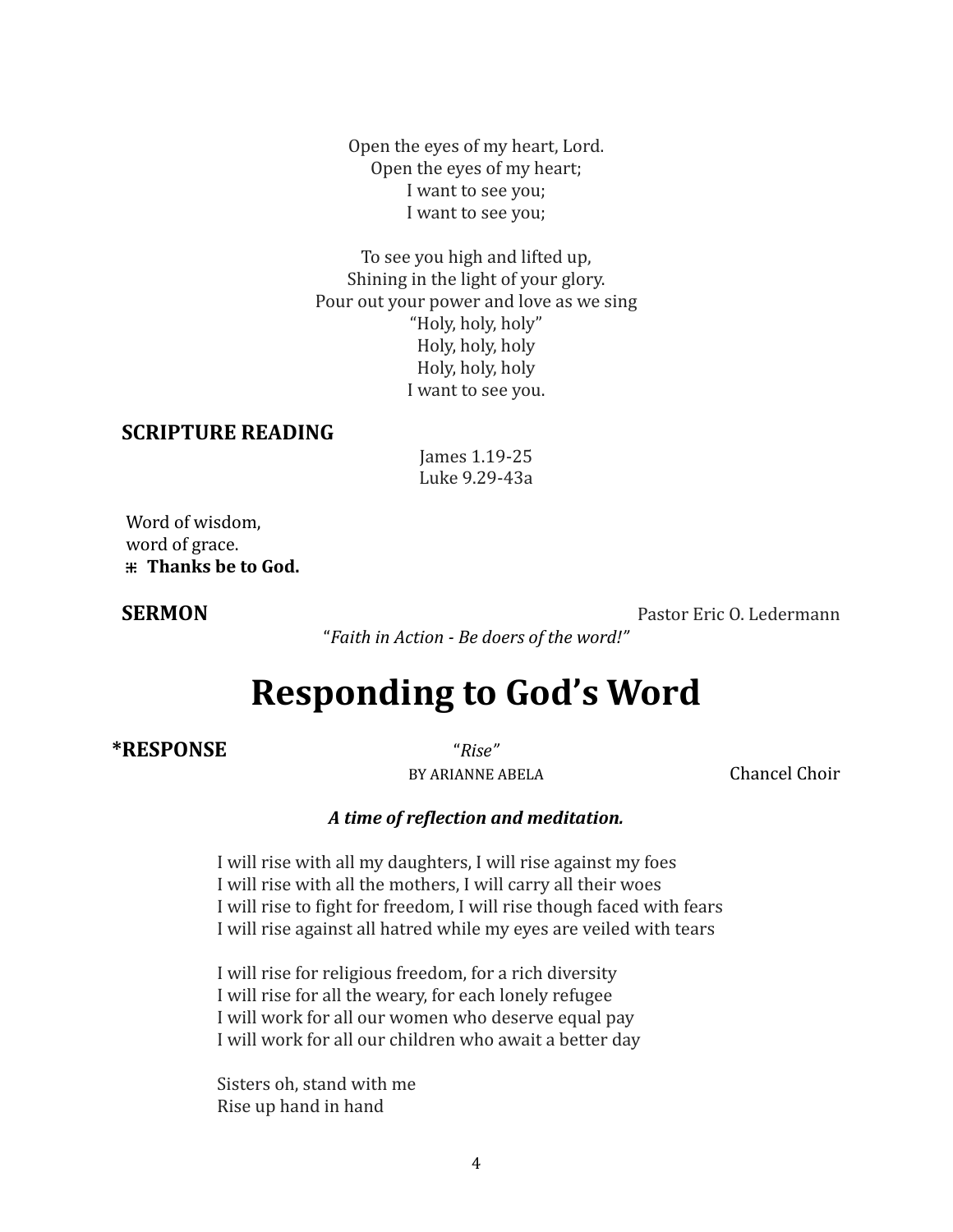Open the eyes of my heart, Lord.
Open the eyes of my heart;
I want to see you;
I want to see you;

To see you high and lifted up,
Shining in the light of your glory.
Pour out your power and love as we sing
"Holy, holy, holy"
Holy, holy, holy
Holy, holy, holy
I want to see you.

**SCRIPTURE READING**

James 1.19-25
Luke 9.29-43a

Word of wisdom,
word of grace.
⁜ **Thanks be to God.**

**SERMON** — Pastor Eric O. Ledermann

"*Faith in Action - Be doers of the word!*"

# Responding to God's Word

**\*RESPONSE** — "*Rise*" BY ARIANNE ABELA — Chancel Choir

***A time of reflection and meditation.***

I will rise with all my daughters, I will rise against my foes
I will rise with all the mothers, I will carry all their woes
I will rise to fight for freedom, I will rise though faced with fears
I will rise against all hatred while my eyes are veiled with tears

I will rise for religious freedom, for a rich diversity
I will rise for all the weary, for each lonely refugee
I will work for all our women who deserve equal pay
I will work for all our children who await a better day

Sisters oh, stand with me
Rise up hand in hand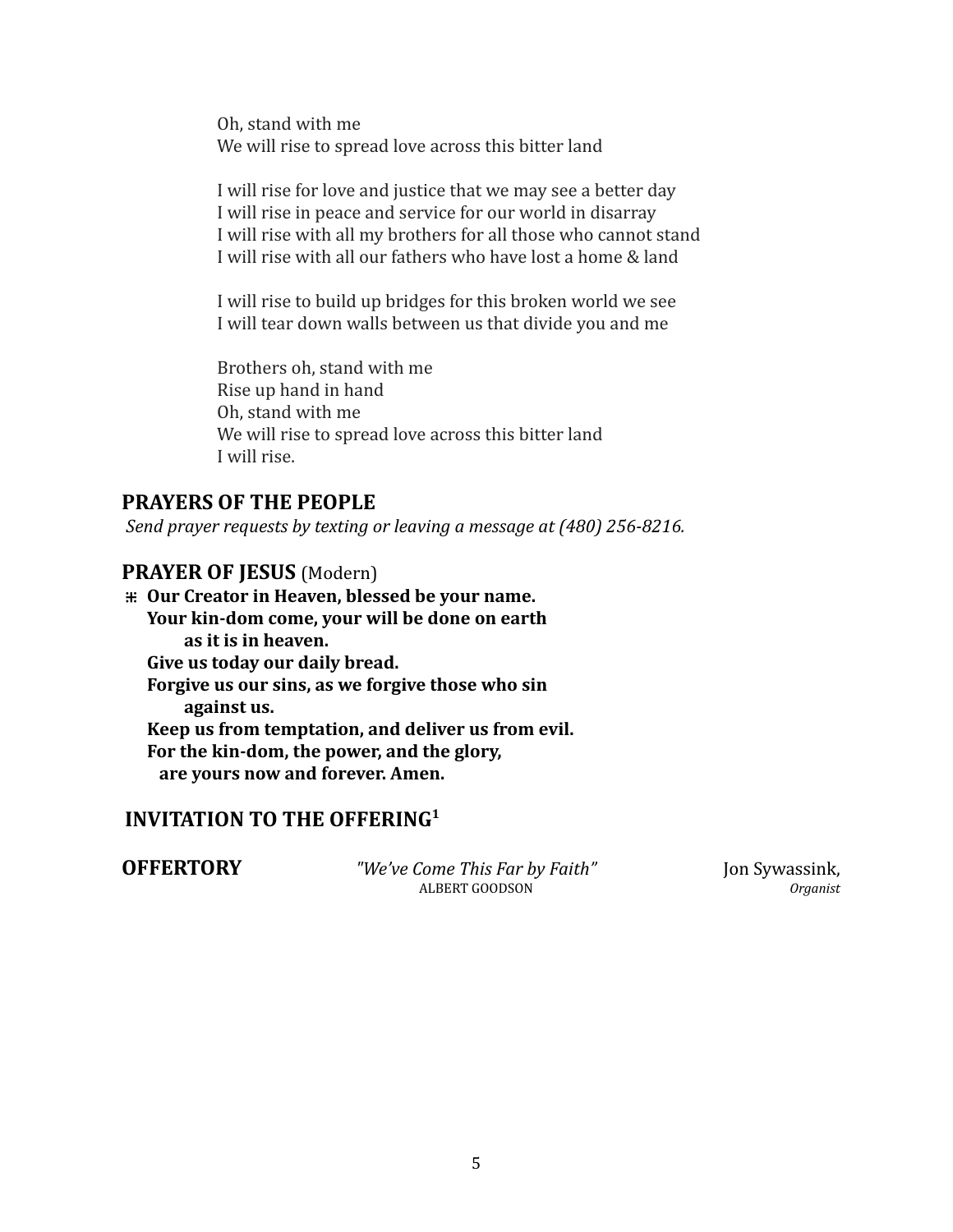Oh, stand with me
We will rise to spread love across this bitter land

I will rise for love and justice that we may see a better day
I will rise in peace and service for our world in disarray
I will rise with all my brothers for all those who cannot stand
I will rise with all our fathers who have lost a home & land

I will rise to build up bridges for this broken world we see
I will tear down walls between us that divide you and me

Brothers oh, stand with me
Rise up hand in hand
Oh, stand with me
We will rise to spread love across this bitter land
I will rise.

## PRAYERS OF THE PEOPLE

*Send prayer requests by texting or leaving a message at (480) 256-8216.*

## PRAYER OF JESUS (Modern)

⌘ **Our Creator in Heaven, blessed be your name.**
**Your kin-dom come, your will be done on earth**
**as it is in heaven.**
**Give us today our daily bread.**
**Forgive us our sins, as we forgive those who sin**
**against us.**
**Keep us from temptation, and deliver us from evil.**
**For the kin-dom, the power, and the glory,**
**are yours now and forever. Amen.**

## INVITATION TO THE OFFERING[1]

**OFFERTORY** *"We've Come This Far by Faith"* ALBERT GOODSON — Jon Sywassink, *Organist*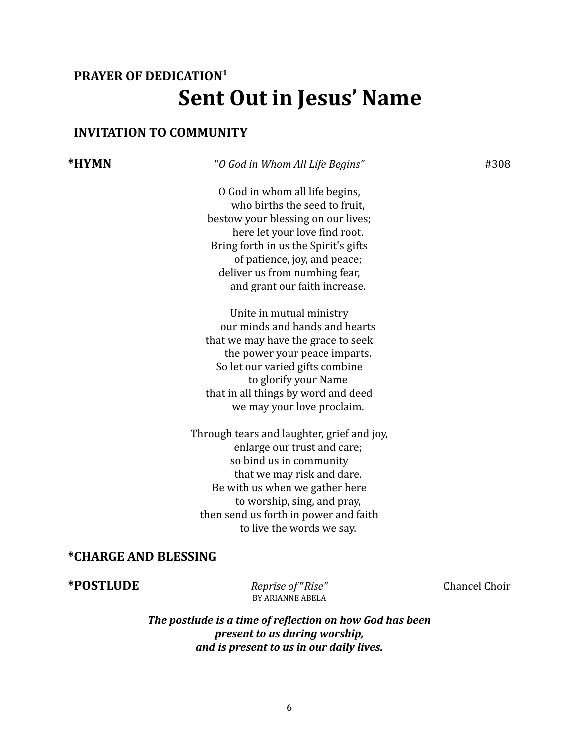**PRAYER OF DEDICATION**[1]

# Sent Out in Jesus' Name

**INVITATION TO COMMUNITY**

**\*HYMN** *"O God in Whom All Life Begins"* #308

O God in whom all life begins,
who births the seed to fruit,
bestow your blessing on our lives;
here let your love find root.
Bring forth in us the Spirit's gifts
of patience, joy, and peace;
deliver us from numbing fear,
and grant our faith increase.

Unite in mutual ministry
our minds and hands and hearts
that we may have the grace to seek
the power your peace imparts.
So let our varied gifts combine
to glorify your Name
that in all things by word and deed
we may your love proclaim.

Through tears and laughter, grief and joy,
enlarge our trust and care;
so bind us in community
that we may risk and dare.
Be with us when we gather here
to worship, sing, and pray,
then send us forth in power and faith
to live the words we say.

**\*CHARGE AND BLESSING**

**\*POSTLUDE** *Reprise of* **"***Rise"* Chancel Choir
BY ARIANNE ABELA

***The postlude is a time of reflection on how God has been present to us during worship, and is present to us in our daily lives.***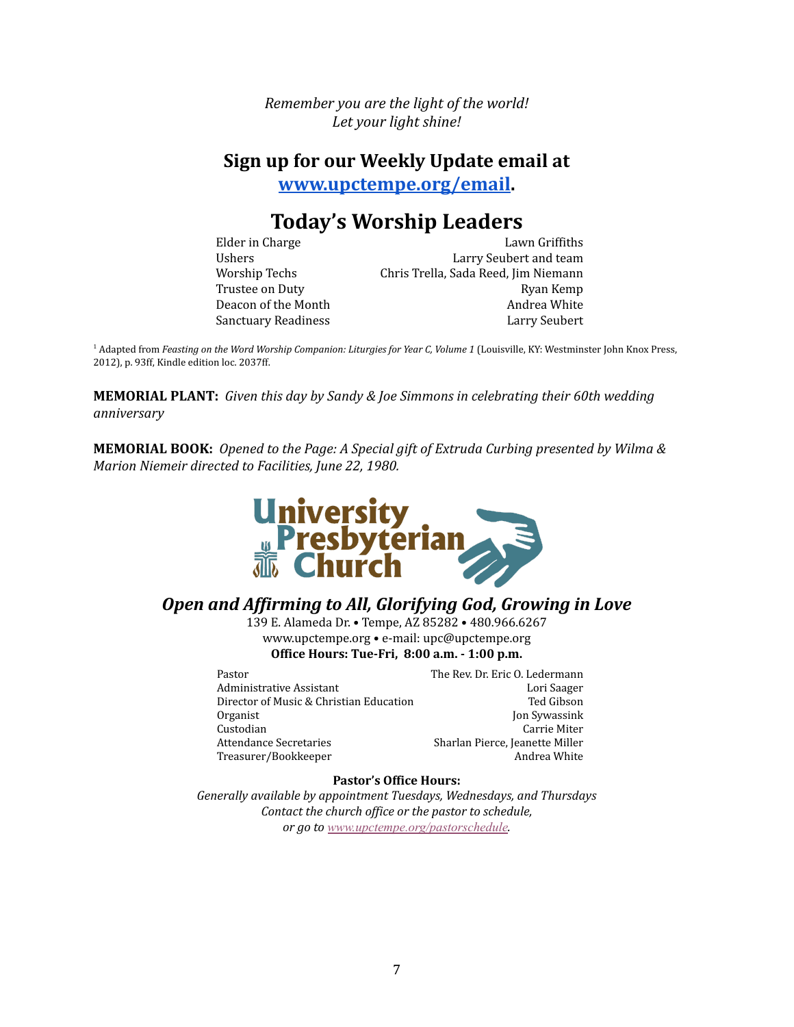*Remember you are the light of the world!*
*Let your light shine!*

## Sign up for our Weekly Update email at [www.upctempe.org/email](www.upctempe.org/email).

# Today's Worship Leaders

| | |
|---|---|
| Elder in Charge | Lawn Griffiths |
| Ushers | Larry Seubert and team |
| Worship Techs | Chris Trella, Sada Reed, Jim Niemann |
| Trustee on Duty | Ryan Kemp |
| Deacon of the Month | Andrea White |
| Sanctuary Readiness | Larry Seubert |

[1] Adapted from *Feasting on the Word Worship Companion: Liturgies for Year C, Volume 1* (Louisville, KY: Westminster John Knox Press, 2012), p. 93ff, Kindle edition loc. 2037ff.

**MEMORIAL PLANT:** *Given this day by Sandy & Joe Simmons in celebrating their 60th wedding anniversary*

**MEMORIAL BOOK:** *Opened to the Page: A Special gift of Extruda Curbing presented by Wilma & Marion Niemeir directed to Facilities, June 22, 1980.*

University Presbyterian Church

***Open and Affirming to All, Glorifying God, Growing in Love***

139 E. Alameda Dr. • Tempe, AZ 85282 • 480.966.6267
www.upctempe.org • e-mail: upc@upctempe.org
**Office Hours: Tue-Fri, 8:00 a.m. - 1:00 p.m.**

| | |
|---|---|
| Pastor | The Rev. Dr. Eric O. Ledermann |
| Administrative Assistant | Lori Saager |
| Director of Music & Christian Education | Ted Gibson |
| Organist | Jon Sywassink |
| Custodian | Carrie Miter |
| Attendance Secretaries | Sharlan Pierce, Jeanette Miller |
| Treasurer/Bookkeeper | Andrea White |

**Pastor's Office Hours:**
*Generally available by appointment Tuesdays, Wednesdays, and Thursdays*
*Contact the church office or the pastor to schedule,*
*or go to [www.upctempe.org/pastorschedule](www.upctempe.org/pastorschedule).*